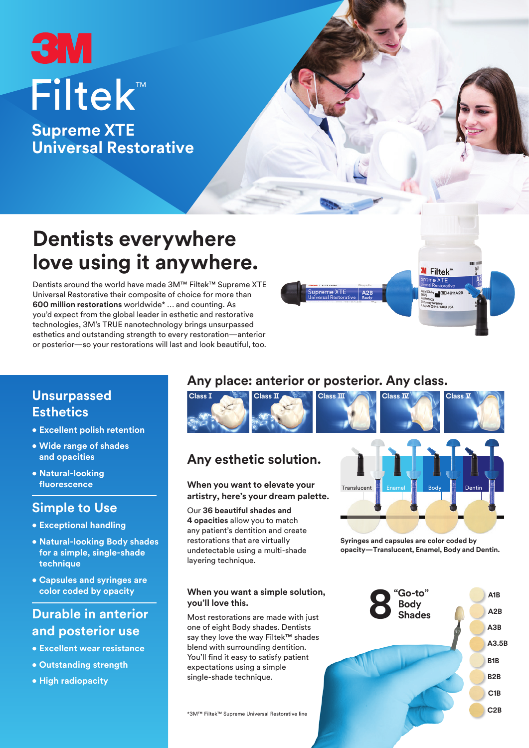# 3M Filtek™

## Supreme XTE Universal Restorative

# Dentists everywhere love using it anywhere.

Dentists around the world have made 3M™ Filtek™ Supreme XTE Universal Restorative their composite of choice for more than **600 million restorations** worldwide* ... and counting. As you'd expect from the global leader in esthetic and restorative technologies, 3M's TRUE nanotechnology brings unsurpassed esthetics and outstanding strength to every restoration—anterior or posterior—so your restorations will last and look beautiful, too.

## Unsurpassed Esthetics

- **Excellent polish retention**
- **Wide range of shades and opacities**
- **Natural-looking fluorescence**

## Simple to Use

- **Exceptional handling**
- **Natural-looking Body shades for a simple, single-shade technique**
- **Capsules and syringes are color coded by opacity**

## Durable in anterior and posterior use

- **Excellent wear resistance**
- **Outstanding strength**
- **High radiopacity**

## Any place: anterior or posterior. Any class.

Class I | Class II | Class III | Class IV | Class V

## Any esthetic solution.

### When you want to elevate your artistry, here's your dream palette.

Our **36 beautiful shades and 4 opacities** allow you to match any patient's dentition and create restorations that are virtually undetectable using a multi-shade layering technique.

Translucent | Enamel | Body | Dentin

**Syringes and capsules are color coded by opacity—Translucent, Enamel, Body and Dentin.**

### When you want a simple solution, you'll love this.

Most restorations are made with just one of eight Body shades. Dentists say they love the way Filtek™ shades blend with surrounding dentition. You'll find it easy to satisfy patient expectations using a simple single-shade technique.

**8 "Go-to" Body Shades**

- A1B
- A2B
- A3B
- A3.5B
- B1B
- B2B
- C1B
- C2B

*3M™ Filtek™ Supreme Universal Restorative line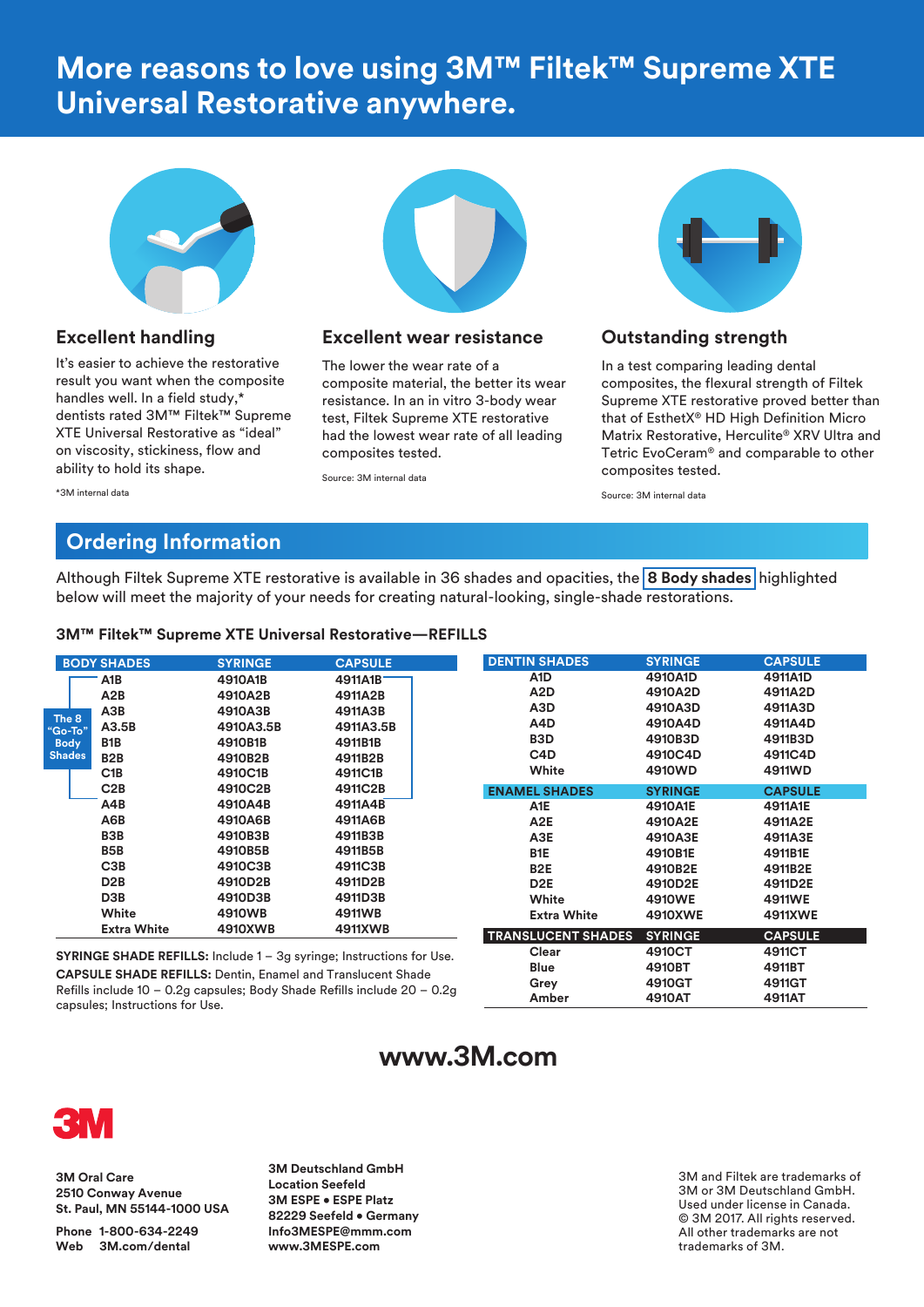# More reasons to love using 3M™ Filtek™ Supreme XTE Universal Restorative anywhere.

### Excellent handling

It's easier to achieve the restorative result you want when the composite handles well. In a field study,* dentists rated 3M™ Filtek™ Supreme XTE Universal Restorative as "ideal" on viscosity, stickiness, flow and ability to hold its shape.

*3M internal data

### Excellent wear resistance

The lower the wear rate of a composite material, the better its wear resistance. In an in vitro 3-body wear test, Filtek Supreme XTE restorative had the lowest wear rate of all leading composites tested.

Source: 3M internal data

### Outstanding strength

In a test comparing leading dental composites, the flexural strength of Filtek Supreme XTE restorative proved better than that of EsthetX® HD High Definition Micro Matrix Restorative, Herculite® XRV Ultra and Tetric EvoCeram® and comparable to other composites tested.

Source: 3M internal data

## Ordering Information

Although Filtek Supreme XTE restorative is available in 36 shades and opacities, the **8 Body shades** highlighted below will meet the majority of your needs for creating natural-looking, single-shade restorations.

### 3M™ Filtek™ Supreme XTE Universal Restorative—REFILLS

| BODY SHADES | SYRINGE | CAPSULE |
|---|---|---|
| A1B | 4910A1B | 4911A1B |
| A2B | 4910A2B | 4911A2B |
| A3B | 4910A3B | 4911A3B |
| A3.5B | 4910A3.5B | 4911A3.5B |
| B1B | 4910B1B | 4911B1B |
| B2B | 4910B2B | 4911B2B |
| C1B | 4910C1B | 4911C1B |
| C2B | 4910C2B | 4911C2B |
| A4B | 4910A4B | 4911A4B |
| A6B | 4910A6B | 4911A6B |
| B3B | 4910B3B | 4911B3B |
| B5B | 4910B5B | 4911B5B |
| C3B | 4910C3B | 4911C3B |
| D2B | 4910D2B | 4911D2B |
| D3B | 4910D3B | 4911D3B |
| White | 4910WB | 4911WB |
| Extra White | 4910XWB | 4911XWB |

The 8 "Go-To" Body Shades: A1B, A2B, A3B, A3.5B, B1B, B2B, C1B, C2B

**SYRINGE SHADE REFILLS:** Include 1 – 3g syringe; Instructions for Use.
**CAPSULE SHADE REFILLS:** Dentin, Enamel and Translucent Shade Refills include 10 – 0.2g capsules; Body Shade Refills include 20 – 0.2g capsules; Instructions for Use.

| DENTIN SHADES | SYRINGE | CAPSULE |
|---|---|---|
| A1D | 4910A1D | 4911A1D |
| A2D | 4910A2D | 4911A2D |
| A3D | 4910A3D | 4911A3D |
| A4D | 4910A4D | 4911A4D |
| B3D | 4910B3D | 4911B3D |
| C4D | 4910C4D | 4911C4D |
| White | 4910WD | 4911WD |

| ENAMEL SHADES | SYRINGE | CAPSULE |
|---|---|---|
| A1E | 4910A1E | 4911A1E |
| A2E | 4910A2E | 4911A2E |
| A3E | 4910A3E | 4911A3E |
| B1E | 4910B1E | 4911B1E |
| B2E | 4910B2E | 4911B2E |
| D2E | 4910D2E | 4911D2E |
| White | 4910WE | 4911WE |
| Extra White | 4910XWE | 4911XWE |

| TRANSLUCENT SHADES | SYRINGE | CAPSULE |
|---|---|---|
| Clear | 4910CT | 4911CT |
| Blue | 4910BT | 4911BT |
| Grey | 4910GT | 4911GT |
| Amber | 4910AT | 4911AT |

**www.3M.com**

3M

**3M Oral Care**
**2510 Conway Avenue**
**St. Paul, MN 55144-1000 USA**

**Phone 1-800-634-2249**
**Web 3M.com/dental**

**3M Deutschland GmbH**
**Location Seefeld**
**3M ESPE • ESPE Platz**
**82229 Seefeld • Germany**
**Info3MESPE@mmm.com**
**www.3MESPE.com**

3M and Filtek are trademarks of 3M or 3M Deutschland GmbH. Used under license in Canada. © 3M 2017. All rights reserved. All other trademarks are not trademarks of 3M.